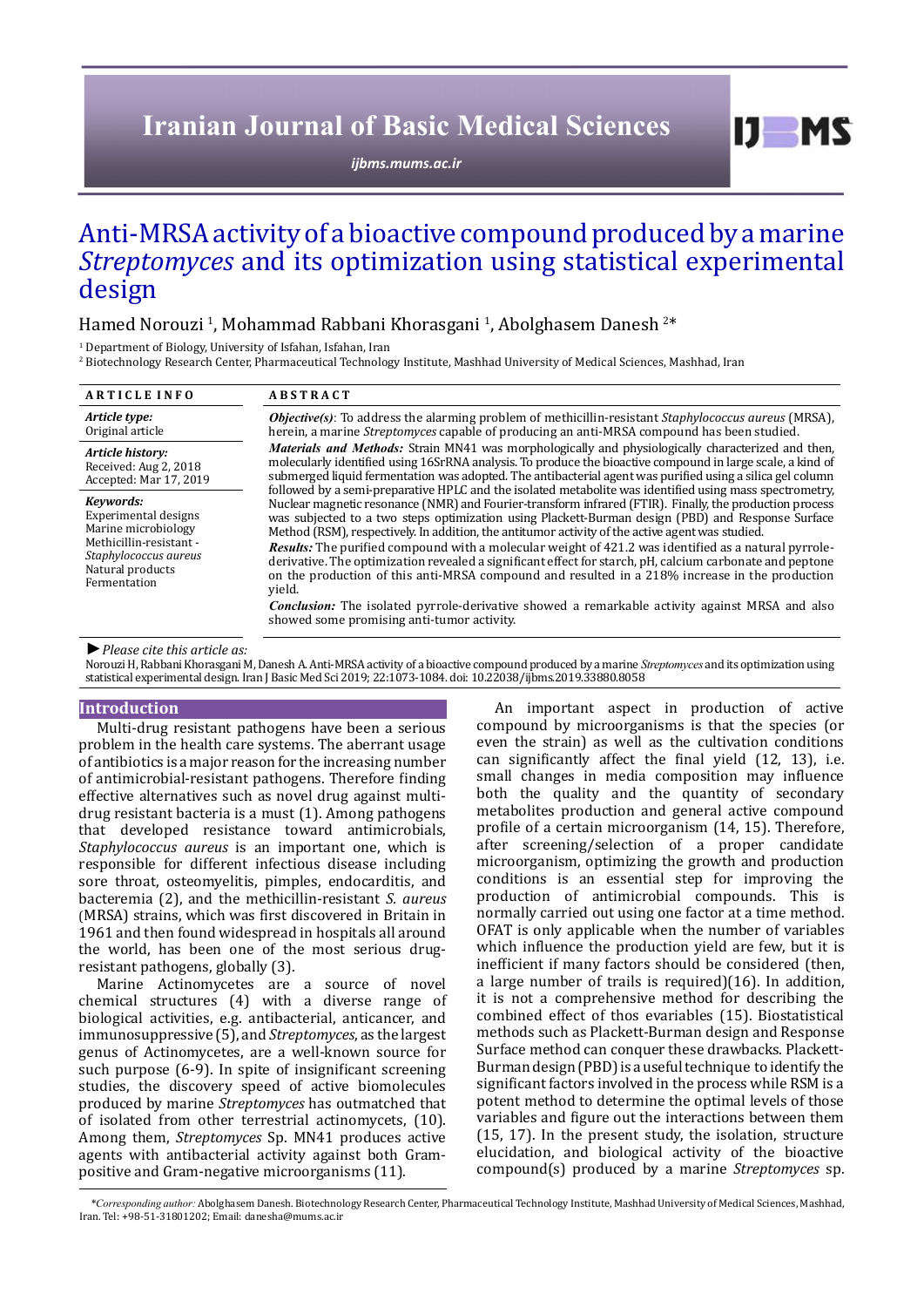# Anti-MRSA activity of a bioactive compound produced by a marine *Streptomyces* and its optimization using statistical experimental design

Hamed Norouzi [1], Mohammad Rabbani Khorasgani [1], Abolghasem Danesh [2]*

[1] Department of Biology, University of Isfahan, Isfahan, Iran

[2] Biotechnology Research Center, Pharmaceutical Technology Institute, Mashhad University of Medical Sciences, Mashhad, Iran

## ARTICLE INFO

*Article type:*
Original article

*Article history:*
Received: Aug 2, 2018
Accepted: Mar 17, 2019

*Keywords:*
Experimental designs
Marine microbiology
Methicillin-resistant - *Staphylococcus aureus*
Natural products
Fermentation

## ABSTRACT

***Objective(s)***: To address the alarming problem of methicillin-resistant *Staphylococcus aureus* (MRSA), herein, a marine *Streptomyces* capable of producing an anti-MRSA compound has been studied.

***Materials and Methods:*** Strain MN41 was morphologically and physiologically characterized and then, molecularly identified using 16SrRNA analysis. To produce the bioactive compound in large scale, a kind of submerged liquid fermentation was adopted. The antibacterial agent was purified using a silica gel column followed by a semi-preparative HPLC and the isolated metabolite was identified using mass spectrometry, Nuclear magnetic resonance (NMR) and Fourier-transform infrared (FTIR). Finally, the production process was subjected to a two steps optimization using Plackett-Burman design (PBD) and Response Surface Method (RSM), respectively. In addition, the antitumor activity of the active agent was studied.

***Results:*** The purified compound with a molecular weight of 421.2 was identified as a natural pyrrole-derivative. The optimization revealed a significant effect for starch, pH, calcium carbonate and peptone on the production of this anti-MRSA compound and resulted in a 218% increase in the production yield.

***Conclusion:*** The isolated pyrrole-derivative showed a remarkable activity against MRSA and also showed some promising anti-tumor activity.

► *Please cite this article as:*

Norouzi H, Rabbani Khorasgani M, Danesh A. Anti-MRSA activity of a bioactive compound produced by a marine *Streptomyces* and its optimization using statistical experimental design. Iran J Basic Med Sci 2019; 22:1073-1084. doi: 10.22038/ijbms.2019.33880.8058

## Introduction

Multi-drug resistant pathogens have been a serious problem in the health care systems. The aberrant usage of antibiotics is a major reason for the increasing number of antimicrobial-resistant pathogens. Therefore finding effective alternatives such as novel drug against multi-drug resistant bacteria is a must (1). Among pathogens that developed resistance toward antimicrobials, *Staphylococcus aureus* is an important one, which is responsible for different infectious disease including sore throat, osteomyelitis, pimples, endocarditis, and bacteremia (2), and the methicillin-resistant *S. aureus* (MRSA) strains, which was first discovered in Britain in 1961 and then found widespread in hospitals all around the world, has been one of the most serious drug-resistant pathogens, globally (3).

Marine Actinomycetes are a source of novel chemical structures (4) with a diverse range of biological activities, e.g. antibacterial, anticancer, and immunosuppressive (5), and *Streptomyces*, as the largest genus of Actinomycetes, are a well-known source for such purpose (6-9). In spite of insignificant screening studies, the discovery speed of active biomolecules produced by marine *Streptomyces* has outmatched that of isolated from other terrestrial actinomycets, (10). Among them, *Streptomyces* Sp. MN41 produces active agents with antibacterial activity against both Gram-positive and Gram-negative microorganisms (11).

An important aspect in production of active compound by microorganisms is that the species (or even the strain) as well as the cultivation conditions can significantly affect the final yield (12, 13), i.e. small changes in media composition may influence both the quality and the quantity of secondary metabolites production and general active compound profile of a certain microorganism (14, 15). Therefore, after screening/selection of a proper candidate microorganism, optimizing the growth and production conditions is an essential step for improving the production of antimicrobial compounds. This is normally carried out using one factor at a time method. OFAT is only applicable when the number of variables which influence the production yield are few, but it is inefficient if many factors should be considered (then, a large number of trails is required)(16). In addition, it is not a comprehensive method for describing the combined effect of thos evariables (15). Biostatistical methods such as Plackett-Burman design and Response Surface method can conquer these drawbacks. Plackett-Burman design (PBD) is a useful technique to identify the significant factors involved in the process while RSM is a potent method to determine the optimal levels of those variables and figure out the interactions between them (15, 17). In the present study, the isolation, structure elucidation, and biological activity of the bioactive compound(s) produced by a marine *Streptomyces* sp.

*\*Corresponding author:* Abolghasem Danesh. Biotechnology Research Center, Pharmaceutical Technology Institute, Mashhad University of Medical Sciences, Mashhad, Iran. Tel: +98-51-31801202; Email: danesha@mums.ac.ir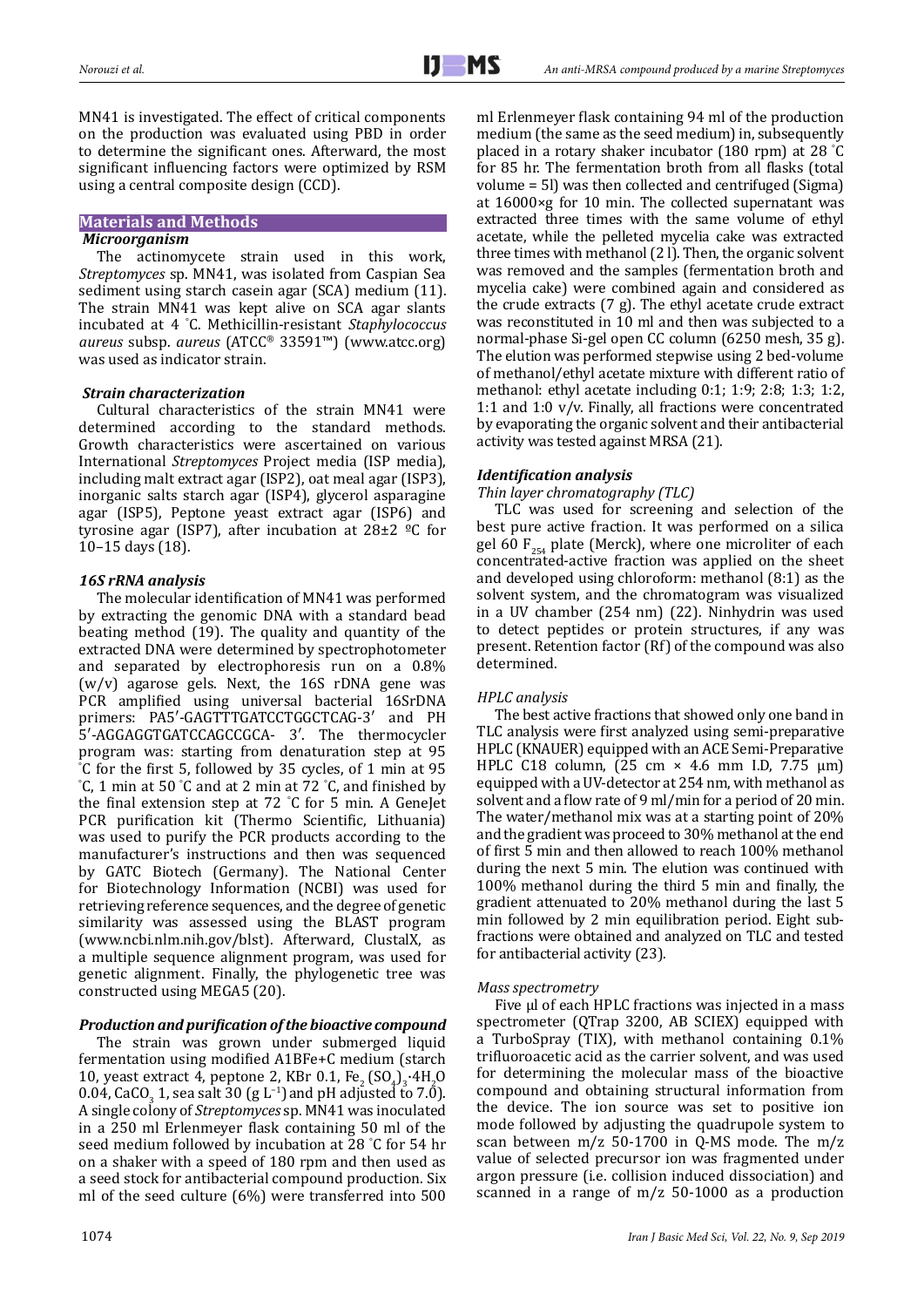MN41 is investigated. The effect of critical components on the production was evaluated using PBD in order to determine the significant ones. Afterward, the most significant influencing factors were optimized by RSM using a central composite design (CCD).

## Materials and Methods

### *Microorganism*

The actinomycete strain used in this work, *Streptomyces* sp. MN41, was isolated from Caspian Sea sediment using starch casein agar (SCA) medium (11). The strain MN41 was kept alive on SCA agar slants incubated at 4 °C. Methicillin-resistant *Staphylococcus aureus* subsp. *aureus* (ATCC® 33591™) (www.atcc.org) was used as indicator strain.

### *Strain characterization*

Cultural characteristics of the strain MN41 were determined according to the standard methods. Growth characteristics were ascertained on various International *Streptomyces* Project media (ISP media), including malt extract agar (ISP2), oat meal agar (ISP3), inorganic salts starch agar (ISP4), glycerol asparagine agar (ISP5), Peptone yeast extract agar (ISP6) and tyrosine agar (ISP7), after incubation at 28±2 ºC for 10–15 days (18).

### *16S rRNA analysis*

The molecular identification of MN41 was performed by extracting the genomic DNA with a standard bead beating method (19). The quality and quantity of the extracted DNA were determined by spectrophotometer and separated by electrophoresis run on a 0.8% (w/v) agarose gels. Next, the 16S rDNA gene was PCR amplified using universal bacterial 16SrDNA primers: PA5′-GAGTTTGATCCTGGCTCAG-3′ and PH 5′-AGGAGGTGATCCAGCCGCA- 3′. The thermocycler program was: starting from denaturation step at 95 °C for the first 5, followed by 35 cycles, of 1 min at 95 °C, 1 min at 50 °C and at 2 min at 72 °C, and finished by the final extension step at 72 °C for 5 min. A GeneJet PCR purification kit (Thermo Scientific, Lithuania) was used to purify the PCR products according to the manufacturer's instructions and then was sequenced by GATC Biotech (Germany). The National Center for Biotechnology Information (NCBI) was used for retrieving reference sequences, and the degree of genetic similarity was assessed using the BLAST program (www.ncbi.nlm.nih.gov/blst). Afterward, ClustalX, as a multiple sequence alignment program, was used for genetic alignment. Finally, the phylogenetic tree was constructed using MEGA5 (20).

### *Production and purification of the bioactive compound*

The strain was grown under submerged liquid fermentation using modified A1BFe+C medium (starch 10, yeast extract 4, peptone 2, KBr 0.1, $Fe_2(SO_4)_3 \cdot 4H_2O$ 0.04, $CaCO_3$ 1, sea salt 30 (g $L^{-1}$) and pH adjusted to 7.0). A single colony of *Streptomyces* sp. MN41 was inoculated in a 250 ml Erlenmeyer flask containing 50 ml of the seed medium followed by incubation at 28 °C for 54 hr on a shaker with a speed of 180 rpm and then used as a seed stock for antibacterial compound production. Six ml of the seed culture (6%) were transferred into 500 ml Erlenmeyer flask containing 94 ml of the production medium (the same as the seed medium) in, subsequently placed in a rotary shaker incubator (180 rpm) at 28 °C for 85 hr. The fermentation broth from all flasks (total volume = 5l) was then collected and centrifuged (Sigma) at 16000×g for 10 min. The collected supernatant was extracted three times with the same volume of ethyl acetate, while the pelleted mycelia cake was extracted three times with methanol (2 l). Then, the organic solvent was removed and the samples (fermentation broth and mycelia cake) were combined again and considered as the crude extracts (7 g). The ethyl acetate crude extract was reconstituted in 10 ml and then was subjected to a normal-phase Si-gel open CC column (6250 mesh, 35 g). The elution was performed stepwise using 2 bed-volume of methanol/ethyl acetate mixture with different ratio of methanol: ethyl acetate including 0:1; 1:9; 2:8; 1:3; 1:2, 1:1 and 1:0 v/v. Finally, all fractions were concentrated by evaporating the organic solvent and their antibacterial activity was tested against MRSA (21).

### *Identification analysis*

#### *Thin layer chromatography (TLC)*

TLC was used for screening and selection of the best pure active fraction. It was performed on a silica gel 60 $F_{254}$ plate (Merck), where one microliter of each concentrated-active fraction was applied on the sheet and developed using chloroform: methanol (8:1) as the solvent system, and the chromatogram was visualized in a UV chamber (254 nm) (22). Ninhydrin was used to detect peptides or protein structures, if any was present. Retention factor (Rf) of the compound was also determined.

#### *HPLC analysis*

The best active fractions that showed only one band in TLC analysis were first analyzed using semi-preparative HPLC (KNAUER) equipped with an ACE Semi-Preparative HPLC C18 column, (25 cm × 4.6 mm I.D, 7.75 µm) equipped with a UV-detector at 254 nm, with methanol as solvent and a flow rate of 9 ml/min for a period of 20 min. The water/methanol mix was at a starting point of 20% and the gradient was proceed to 30% methanol at the end of first 5 min and then allowed to reach 100% methanol during the next 5 min. The elution was continued with 100% methanol during the third 5 min and finally, the gradient attenuated to 20% methanol during the last 5 min followed by 2 min equilibration period. Eight sub-fractions were obtained and analyzed on TLC and tested for antibacterial activity (23).

#### *Mass spectrometry*

Five µl of each HPLC fractions was injected in a mass spectrometer (QTrap 3200, AB SCIEX) equipped with a TurboSpray (TIX), with methanol containing 0.1% trifluoroacetic acid as the carrier solvent, and was used for determining the molecular mass of the bioactive compound and obtaining structural information from the device. The ion source was set to positive ion mode followed by adjusting the quadrupole system to scan between m/z 50-1700 in Q-MS mode. The m/z value of selected precursor ion was fragmented under argon pressure (i.e. collision induced dissociation) and scanned in a range of m/z 50-1000 as a production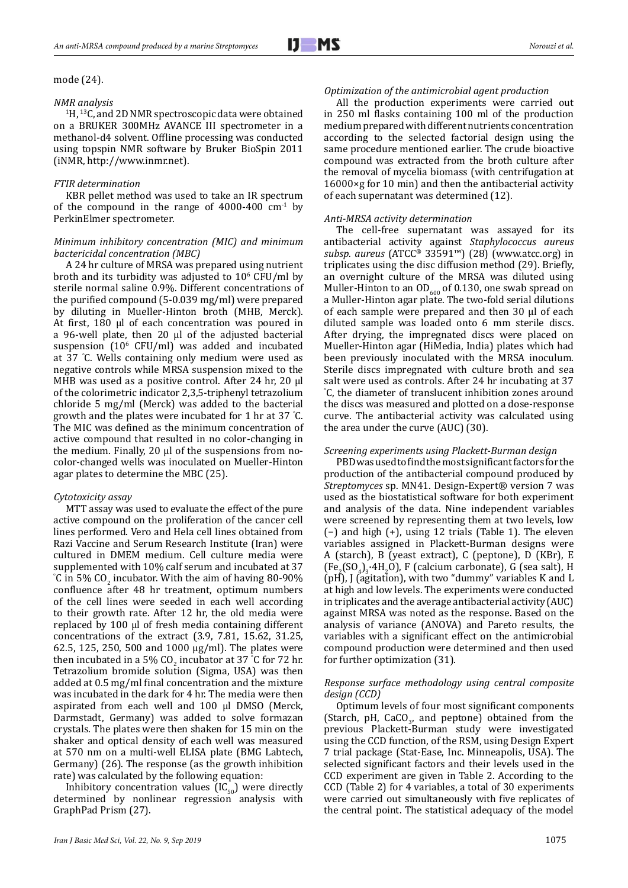mode (24).

### *NMR analysis*

$^1H$, $^{13}C$, and 2D NMR spectroscopic data were obtained on a BRUKER 300MHz AVANCE III spectrometer in a methanol-d4 solvent. Offline processing was conducted using topspin NMR software by Bruker BioSpin 2011 (iNMR, http://www.inmr.net).

### *FTIR determination*

KBR pellet method was used to take an IR spectrum of the compound in the range of 4000-400 $cm^{-1}$ by PerkinElmer spectrometer.

### *Minimum inhibitory concentration (MIC) and minimum bactericidal concentration (MBC)*

A 24 hr culture of MRSA was prepared using nutrient broth and its turbidity was adjusted to $10^6$ CFU/ml by sterile normal saline 0.9%. Different concentrations of the purified compound (5-0.039 mg/ml) were prepared by diluting in Mueller-Hinton broth (MHB, Merck). At first, 180 µl of each concentration was poured in a 96-well plate, then 20 µl of the adjusted bacterial suspension ($10^6$ CFU/ml) was added and incubated at 37 ˚C. Wells containing only medium were used as negative controls while MRSA suspension mixed to the MHB was used as a positive control. After 24 hr, 20 µl of the colorimetric indicator 2,3,5-triphenyl tetrazolium chloride 5 mg/ml (Merck) was added to the bacterial growth and the plates were incubated for 1 hr at 37 ˚C. The MIC was defined as the minimum concentration of active compound that resulted in no color-changing in the medium. Finally, 20 µl of the suspensions from no-color-changed wells was inoculated on Mueller-Hinton agar plates to determine the MBC (25).

### *Cytotoxicity assay*

MTT assay was used to evaluate the effect of the pure active compound on the proliferation of the cancer cell lines performed. Vero and Hela cell lines obtained from Razi Vaccine and Serum Research Institute (Iran) were cultured in DMEM medium. Cell culture media were supplemented with 10% calf serum and incubated at 37 ˚C in 5% $CO_2$ incubator. With the aim of having 80-90% confluence after 48 hr treatment, optimum numbers of the cell lines were seeded in each well according to their growth rate. After 12 hr, the old media were replaced by 100 µl of fresh media containing different concentrations of the extract (3.9, 7.81, 15.62, 31.25, 62.5, 125, 250, 500 and 1000 µg/ml). The plates were then incubated in a 5% $CO_2$ incubator at 37 ˚C for 72 hr. Tetrazolium bromide solution (Sigma, USA) was then added at 0.5 mg/ml final concentration and the mixture was incubated in the dark for 4 hr. The media were then aspirated from each well and 100 µl DMSO (Merck, Darmstadt, Germany) was added to solve formazan crystals. The plates were then shaken for 15 min on the shaker and optical density of each well was measured at 570 nm on a multi-well ELISA plate (BMG Labtech, Germany) (26). The response (as the growth inhibition rate) was calculated by the following equation:

Inhibitory concentration values ($IC_{50}$) were directly determined by nonlinear regression analysis with GraphPad Prism (27).

### *Optimization of the antimicrobial agent production*

All the production experiments were carried out in 250 ml flasks containing 100 ml of the production medium prepared with different nutrients concentration according to the selected factorial design using the same procedure mentioned earlier. The crude bioactive compound was extracted from the broth culture after the removal of mycelia biomass (with centrifugation at 16000×g for 10 min) and then the antibacterial activity of each supernatant was determined (12).

### *Anti-MRSA activity determination*

The cell-free supernatant was assayed for its antibacterial activity against *Staphylococcus aureus subsp. aureus* (ATCC® 33591™) (28) (www.atcc.org) in triplicates using the disc diffusion method (29). Briefly, an overnight culture of the MRSA was diluted using Muller-Hinton to an $OD_{600}$ of 0.130, one swab spread on a Muller-Hinton agar plate. The two-fold serial dilutions of each sample were prepared and then 30 µl of each diluted sample was loaded onto 6 mm sterile discs. After drying, the impregnated discs were placed on Mueller-Hinton agar (HiMedia, India) plates which had been previously inoculated with the MRSA inoculum. Sterile discs impregnated with culture broth and sea salt were used as controls. After 24 hr incubating at 37 ˚C, the diameter of translucent inhibition zones around the discs was measured and plotted on a dose-response curve. The antibacterial activity was calculated using the area under the curve (AUC) (30).

### *Screening experiments using Plackett-Burman design*

PBD was used to find the most significant factors for the production of the antibacterial compound produced by *Streptomyces* sp. MN41. Design-Expert® version 7 was used as the biostatistical software for both experiment and analysis of the data. Nine independent variables were screened by representing them at two levels, low (−) and high (+), using 12 trials (Table 1). The eleven variables assigned in Plackett-Burman designs were A (starch), B (yeast extract), C (peptone), D (KBr), E ($Fe_2(SO_4)_3·4H_2O$), F (calcium carbonate), G (sea salt), H (pH), J (agitation), with two "dummy" variables K and L at high and low levels. The experiments were conducted in triplicates and the average antibacterial activity (AUC) against MRSA was noted as the response. Based on the analysis of variance (ANOVA) and Pareto results, the variables with a significant effect on the antimicrobial compound production were determined and then used for further optimization (31).

### *Response surface methodology using central composite design (CCD)*

Optimum levels of four most significant components (Starch, pH, $CaCO_3$, and peptone) obtained from the previous Plackett-Burman study were investigated using the CCD function, of the RSM, using Design Expert 7 trial package (Stat-Ease, Inc. Minneapolis, USA). The selected significant factors and their levels used in the CCD experiment are given in Table 2. According to the CCD (Table 2) for 4 variables, a total of 30 experiments were carried out simultaneously with five replicates of the central point. The statistical adequacy of the model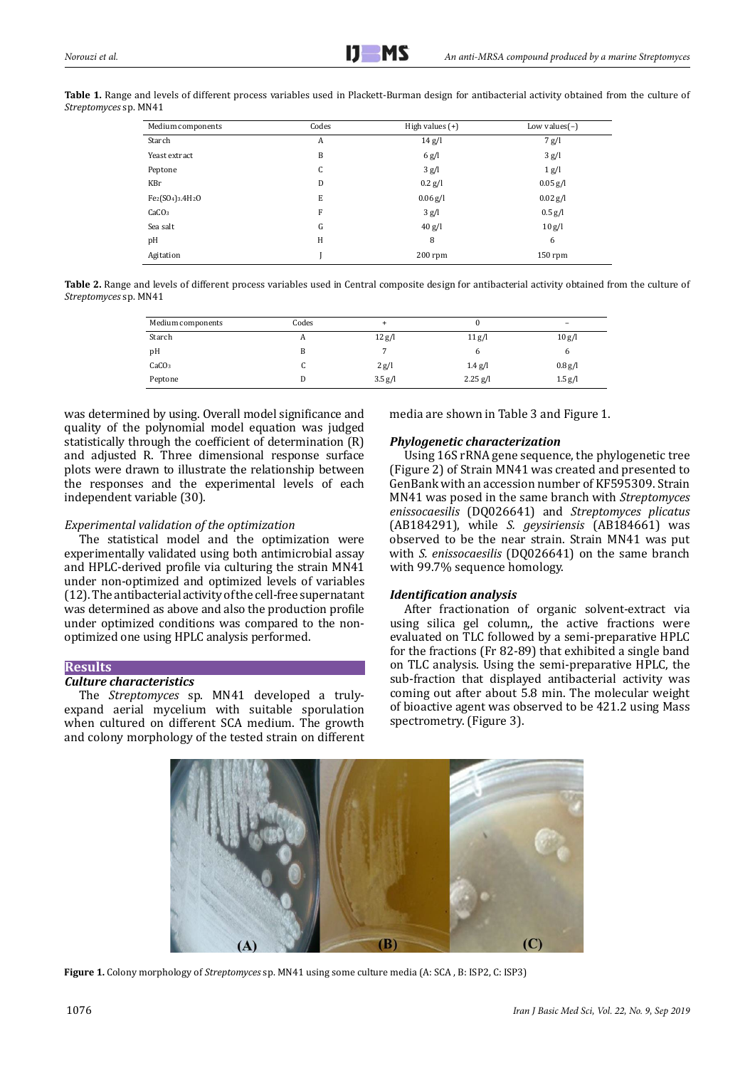**Table 1.** Range and levels of different process variables used in Plackett-Burman design for antibacterial activity obtained from the culture of *Streptomyces* sp. MN41

| Medium components | Codes | High values (+) | Low values(−) |
|---|---|---|---|
| Starch | A | 14 g/l | 7 g/l |
| Yeast extract | B | 6 g/l | 3 g/l |
| Peptone | C | 3 g/l | 1 g/l |
| KBr | D | 0.2 g/l | 0.05 g/l |
| $Fe_2(SO_4)_3.4H_2O$ | E | 0.06 g/l | 0.02 g/l |
| $CaCO_3$ | F | 3 g/l | 0.5 g/l |
| Sea salt | G | 40 g/l | 10 g/l |
| pH | H | 8 | 6 |
| Agitation | J | 200 rpm | 150 rpm |

**Table 2.** Range and levels of different process variables used in Central composite design for antibacterial activity obtained from the culture of *Streptomyces* sp. MN41

| Medium components | Codes | + | 0 | − |
|---|---|---|---|---|
| Starch | A | 12 g/l | 11 g/l | 10 g/l |
| pH | B | 7 | 6 | 6 |
| $CaCO_3$ | C | 2 g/l | 1.4 g/l | 0.8 g/l |
| Peptone | D | 3.5 g/l | 2.25 g/l | 1.5 g/l |

was determined by using. Overall model significance and quality of the polynomial model equation was judged statistically through the coefficient of determination (R) and adjusted R. Three dimensional response surface plots were drawn to illustrate the relationship between the responses and the experimental levels of each independent variable (30).

*Experimental validation of the optimization*

The statistical model and the optimization were experimentally validated using both antimicrobial assay and HPLC-derived profile via culturing the strain MN41 under non-optimized and optimized levels of variables (12). The antibacterial activity of the cell-free supernatant was determined as above and also the production profile under optimized conditions was compared to the non-optimized one using HPLC analysis performed.

## Results

### *Culture characteristics*

The *Streptomyces* sp. MN41 developed a truly-expand aerial mycelium with suitable sporulation when cultured on different SCA medium. The growth and colony morphology of the tested strain on different media are shown in Table 3 and Figure 1.

### *Phylogenetic characterization*

Using 16S rRNA gene sequence, the phylogenetic tree (Figure 2) of Strain MN41 was created and presented to GenBank with an accession number of KF595309. Strain MN41 was posed in the same branch with *Streptomyces enissocaesilis* (DQ026641) and *Streptomyces plicatus* (AB184291), while *S. geysiriensis* (AB184661) was observed to be the near strain. Strain MN41 was put with *S. enissocaesilis* (DQ026641) on the same branch with 99.7% sequence homology.

### *Identification analysis*

After fractionation of organic solvent-extract via using silica gel column,, the active fractions were evaluated on TLC followed by a semi-preparative HPLC for the fractions (Fr 82-89) that exhibited a single band on TLC analysis. Using the semi-preparative HPLC, the sub-fraction that displayed antibacterial activity was coming out after about 5.8 min. The molecular weight of bioactive agent was observed to be 421.2 using Mass spectrometry. (Figure 3).

**Figure 1.** Colony morphology of *Streptomyces* sp. MN41 using some culture media (A: SCA , B: ISP2, C: ISP3)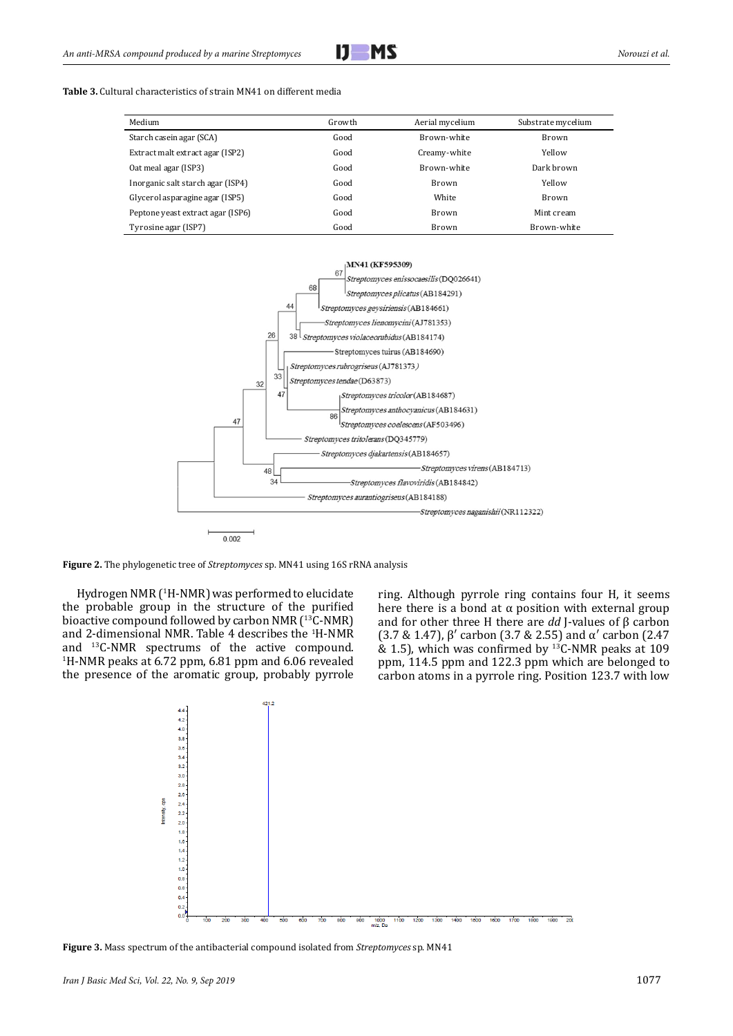**Table 3.** Cultural characteristics of strain MN41 on different media

| Medium | Growth | Aerial mycelium | Substrate mycelium |
|---|---|---|---|
| Starch casein agar (SCA) | Good | Brown-white | Brown |
| Extract malt extract agar (ISP2) | Good | Creamy-white | Yellow |
| Oat meal agar (ISP3) | Good | Brown-white | Dark brown |
| Inorganic salt starch agar (ISP4) | Good | Brown | Yellow |
| Glycerol asparagine agar (ISP5) | Good | White | Brown |
| Peptone yeast extract agar (ISP6) | Good | Brown | Mint cream |
| Tyrosine agar (ISP7) | Good | Brown | Brown-white |

**Figure 2.** The phylogenetic tree of *Streptomyces* sp. MN41 using 16S rRNA analysis

Hydrogen NMR ([1]H-NMR) was performed to elucidate the probable group in the structure of the purified bioactive compound followed by carbon NMR ([13]C-NMR) and 2-dimensional NMR. Table 4 describes the [1]H-NMR and [13]C-NMR spectrums of the active compound. [1]H-NMR peaks at 6.72 ppm, 6.81 ppm and 6.06 revealed the presence of the aromatic group, probably pyrrole ring. Although pyrrole ring contains four H, it seems here there is a bond at α position with external group and for other three H there are *dd* J-values of β carbon (3.7 & 1.47), β′ carbon (3.7 & 2.55) and α′ carbon (2.47 & 1.5), which was confirmed by [13]C-NMR peaks at 109 ppm, 114.5 ppm and 122.3 ppm which are belonged to carbon atoms in a pyrrole ring. Position 123.7 with low

**Figure 3.** Mass spectrum of the antibacterial compound isolated from *Streptomyces* sp. MN41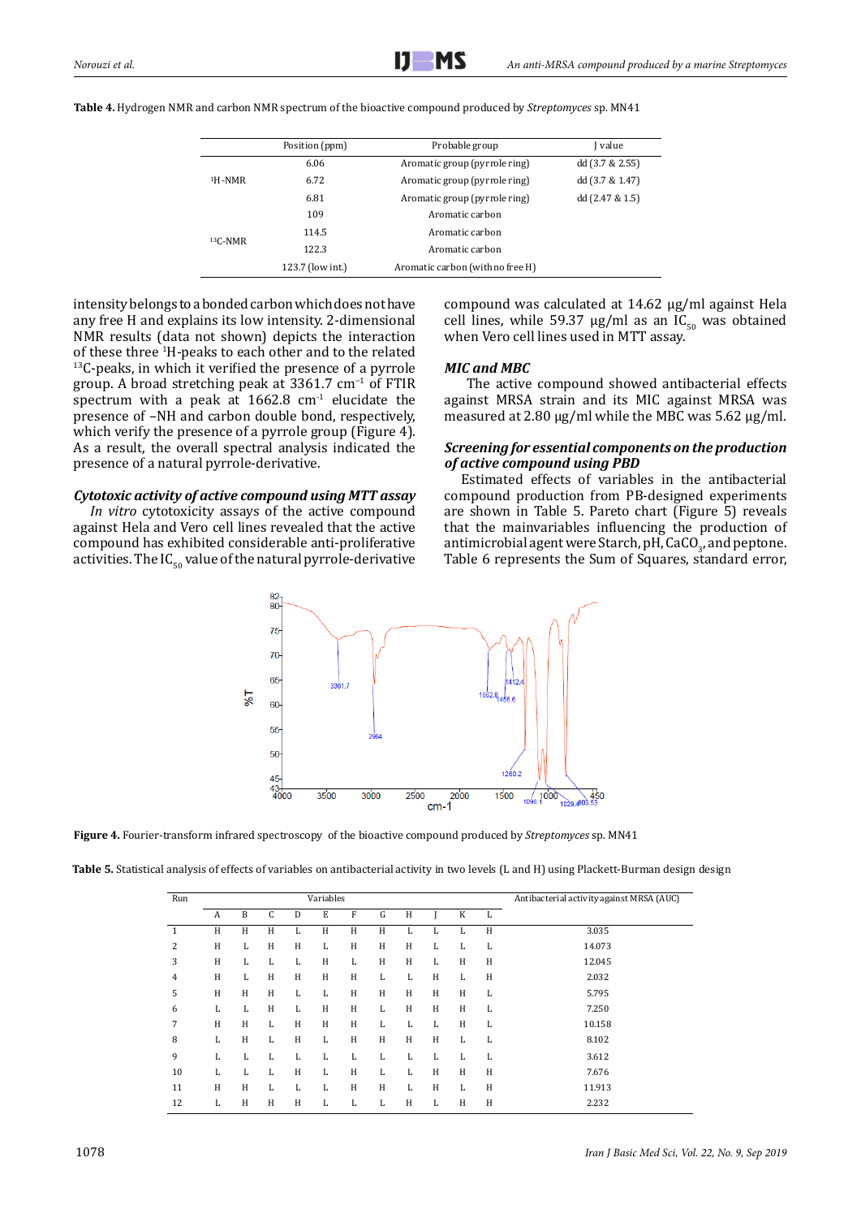**Table 4.** Hydrogen NMR and carbon NMR spectrum of the bioactive compound produced by *Streptomyces* sp. MN41

| | Position (ppm) | Probable group | J value |
|---|---|---|---|
| $^1$H-NMR | 6.06 | Aromatic group (pyrrole ring) | dd (3.7 & 2.55) |
| | 6.72 | Aromatic group (pyrrole ring) | dd (3.7 & 1.47) |
| | 6.81 | Aromatic group (pyrrole ring) | dd (2.47 & 1.5) |
| $^{13}$C-NMR | 109 | Aromatic carbon | |
| | 114.5 | Aromatic carbon | |
| | 122.3 | Aromatic carbon | |
| | 123.7 (low int.) | Aromatic carbon (with no free H) | |

intensity belongs to a bonded carbon which does not have any free H and explains its low intensity. 2-dimensional NMR results (data not shown) depicts the interaction of these three $^1$H-peaks to each other and to the related $^{13}$C-peaks, in which it verified the presence of a pyrrole group. A broad stretching peak at 3361.7 cm$^{-1}$ of FTIR spectrum with a peak at 1662.8 cm$^{-1}$ elucidate the presence of –NH and carbon double bond, respectively, which verify the presence of a pyrrole group (Figure 4). As a result, the overall spectral analysis indicated the presence of a natural pyrrole-derivative.

### *Cytotoxic activity of active compound using MTT assay*

*In vitro* cytotoxicity assays of the active compound against Hela and Vero cell lines revealed that the active compound has exhibited considerable anti-proliferative activities. The $IC_{50}$ value of the natural pyrrole-derivative compound was calculated at 14.62 µg/ml against Hela cell lines, while 59.37 µg/ml as an $IC_{50}$ was obtained when Vero cell lines used in MTT assay.

### *MIC and MBC*

The active compound showed antibacterial effects against MRSA strain and its MIC against MRSA was measured at 2.80 µg/ml while the MBC was 5.62 µg/ml.

### *Screening for essential components on the production of active compound using PBD*

Estimated effects of variables in the antibacterial compound production from PB-designed experiments are shown in Table 5. Pareto chart (Figure 5) reveals that the mainvariables influencing the production of antimicrobial agent were Starch, pH, $CaCO_3$, and peptone. Table 6 represents the Sum of Squares, standard error,

**Figure 4.** Fourier-transform infrared spectroscopy of the bioactive compound produced by *Streptomyces* sp. MN41

**Table 5.** Statistical analysis of effects of variables on antibacterial activity in two levels (L and H) using Plackett-Burman design design

| Run | A | B | C | D | E | F | G | H | J | K | L | Antibacterial activity against MRSA (AUC) |
|---|---|---|---|---|---|---|---|---|---|---|---|---|
| 1 | H | H | H | L | H | H | L | L | L | L | H | 3.035 |
| 2 | H | L | H | H | L | H | H | H | L | L | L | 14.073 |
| 3 | H | L | L | L | H | L | H | H | L | H | H | 12.045 |
| 4 | H | L | H | H | H | L | L | L | H | L | H | 2.032 |
| 5 | H | H | H | L | L | H | H | H | H | H | L | 5.795 |
| 6 | L | L | H | L | H | H | L | H | H | H | L | 7.250 |
| 7 | H | H | L | H | H | H | L | L | L | H | L | 10.158 |
| 8 | L | H | L | H | L | H | H | H | H | L | L | 8.102 |
| 9 | L | L | L | L | L | L | L | L | L | L | L | 3.612 |
| 10 | L | L | L | H | L | H | L | L | H | H | H | 7.676 |
| 11 | H | H | L | L | L | H | H | L | H | L | H | 11.913 |
| 12 | L | H | H | H | L | L | L | H | L | H | H | 2.232 |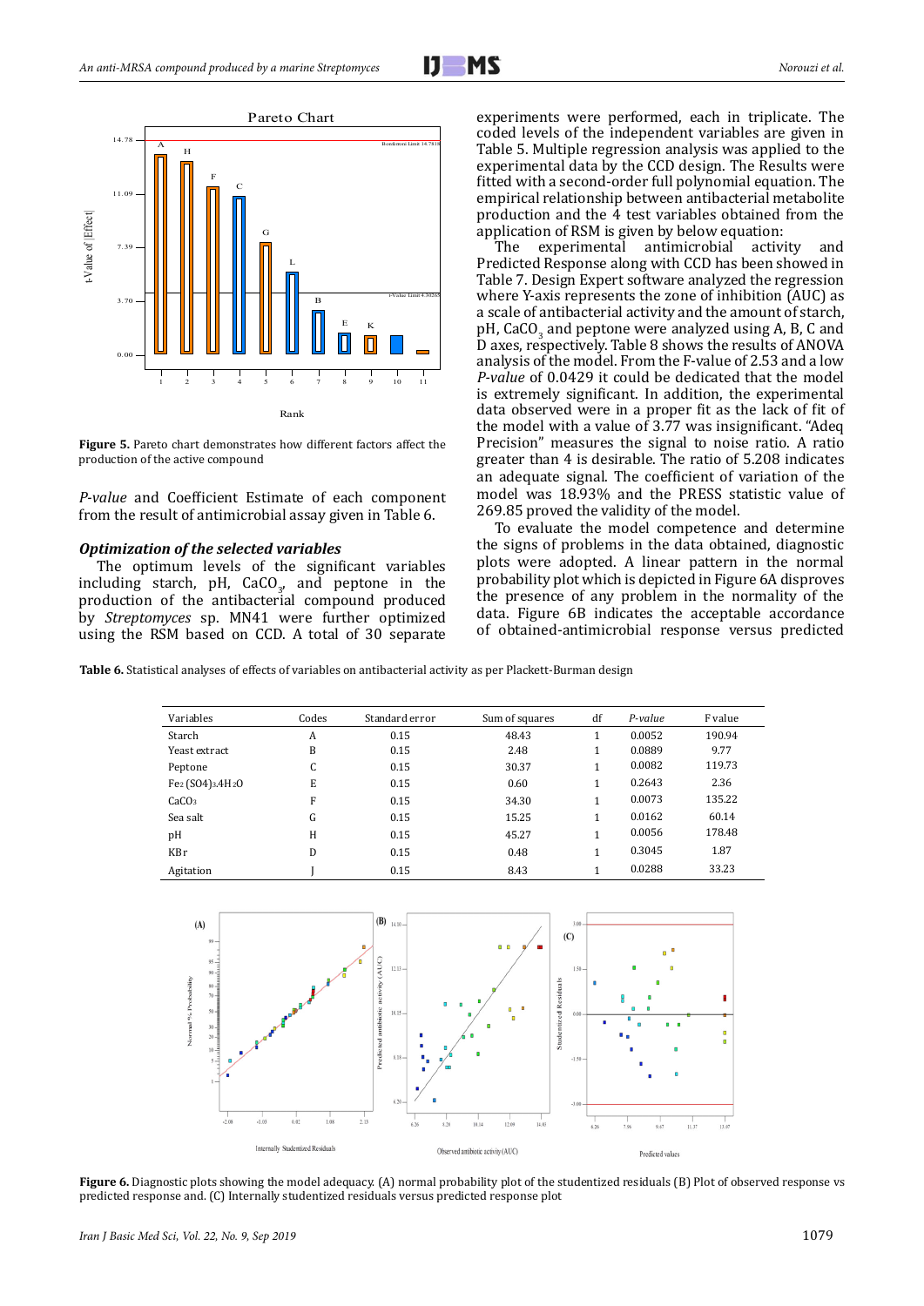**Figure 5.** Pareto chart demonstrates how different factors affect the production of the active compound

*P-value* and Coefficient Estimate of each component from the result of antimicrobial assay given in Table 6.

### *Optimization of the selected variables*

The optimum levels of the significant variables including starch, pH, $CaCO_3$, and peptone in the production of the antibacterial compound produced by *Streptomyces* sp. MN41 were further optimized using the RSM based on CCD. A total of 30 separate experiments were performed, each in triplicate. The coded levels of the independent variables are given in Table 5. Multiple regression analysis was applied to the experimental data by the CCD design. The Results were fitted with a second-order full polynomial equation. The empirical relationship between antibacterial metabolite production and the 4 test variables obtained from the application of RSM is given by below equation:

The experimental antimicrobial activity and Predicted Response along with CCD has been showed in Table 7. Design Expert software analyzed the regression where Y-axis represents the zone of inhibition (AUC) as a scale of antibacterial activity and the amount of starch, pH, $CaCO_3$ and peptone were analyzed using A, B, C and D axes, respectively. Table 8 shows the results of ANOVA analysis of the model. From the F-value of 2.53 and a low *P-value* of 0.0429 it could be dedicated that the model is extremely significant. In addition, the experimental data observed were in a proper fit as the lack of fit of the model with a value of 3.77 was insignificant. "Adeq Precision" measures the signal to noise ratio. A ratio greater than 4 is desirable. The ratio of 5.208 indicates an adequate signal. The coefficient of variation of the model was 18.93% and the PRESS statistic value of 269.85 proved the validity of the model.

To evaluate the model competence and determine the signs of problems in the data obtained, diagnostic plots were adopted. A linear pattern in the normal probability plot which is depicted in Figure 6A disproves the presence of any problem in the normality of the data. Figure 6B indicates the acceptable accordance of obtained-antimicrobial response versus predicted

**Table 6.** Statistical analyses of effects of variables on antibacterial activity as per Plackett-Burman design

| Variables | Codes | Standard error | Sum of squares | df | *P-value* | F value |
|---|---|---|---|---|---|---|
| Starch | A | 0.15 | 48.43 | 1 | 0.0052 | 190.94 |
| Yeast extract | B | 0.15 | 2.48 | 1 | 0.0889 | 9.77 |
| Peptone | C | 0.15 | 30.37 | 1 | 0.0082 | 119.73 |
| $Fe_2(SO_4)_3.4H_2O$ | E | 0.15 | 0.60 | 1 | 0.2643 | 2.36 |
| $CaCO_3$ | F | 0.15 | 34.30 | 1 | 0.0073 | 135.22 |
| Sea salt | G | 0.15 | 15.25 | 1 | 0.0162 | 60.14 |
| pH | H | 0.15 | 45.27 | 1 | 0.0056 | 178.48 |
| KBr | D | 0.15 | 0.48 | 1 | 0.3045 | 1.87 |
| Agitation | J | 0.15 | 8.43 | 1 | 0.0288 | 33.23 |

**Figure 6.** Diagnostic plots showing the model adequacy. (A) normal probability plot of the studentized residuals (B) Plot of observed response vs predicted response and. (C) Internally studentized residuals versus predicted response plot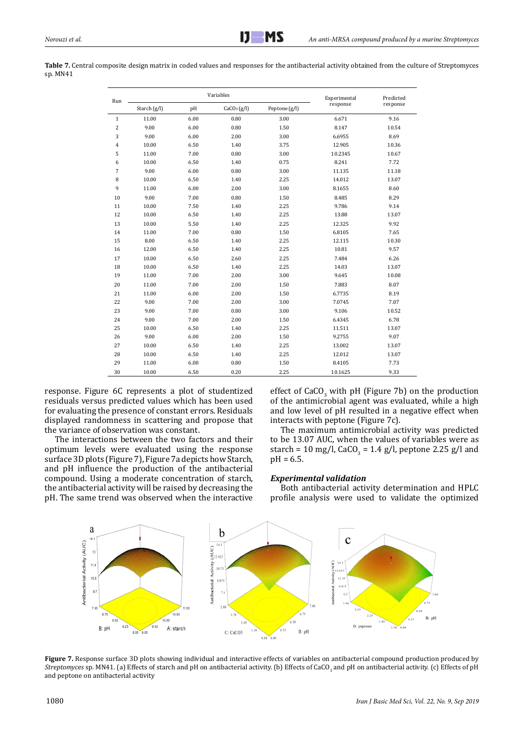**Table 7.** Central composite design matrix in coded values and responses for the antibacterial activity obtained from the culture of Streptomyces sp. MN41

| Run | Variables | | | | Experimental response | Predicted response |
|---|---|---|---|---|---|---|
| | Starch (g/l) | pH | $CaCO_3$ (g/l) | Peptone (g/l) | | |
| 1 | 11.00 | 6.00 | 0.80 | 3.00 | 6.671 | 9.16 |
| 2 | 9.00 | 6.00 | 0.80 | 1.50 | 8.147 | 10.54 |
| 3 | 9.00 | 6.00 | 2.00 | 3.00 | 6.6955 | 8.69 |
| 4 | 10.00 | 6.50 | 1.40 | 3.75 | 12.905 | 10.36 |
| 5 | 11.00 | 7.00 | 0.80 | 3.00 | 10.2345 | 10.67 |
| 6 | 10.00 | 6.50 | 1.40 | 0.75 | 8.241 | 7.72 |
| 7 | 9.00 | 6.00 | 0.80 | 3.00 | 11.135 | 11.18 |
| 8 | 10.00 | 6.50 | 1.40 | 2.25 | 14.012 | 13.07 |
| 9 | 11.00 | 6.00 | 2.00 | 3.00 | 8.1655 | 8.60 |
| 10 | 9.00 | 7.00 | 0.80 | 1.50 | 8.485 | 8.29 |
| 11 | 10.00 | 7.50 | 1.40 | 2.25 | 9.786 | 9.14 |
| 12 | 10.00 | 6.50 | 1.40 | 2.25 | 13.88 | 13.07 |
| 13 | 10.00 | 5.50 | 1.40 | 2.25 | 12.325 | 9.92 |
| 14 | 11.00 | 7.00 | 0.80 | 1.50 | 6.8105 | 7.65 |
| 15 | 8.00 | 6.50 | 1.40 | 2.25 | 12.115 | 10.30 |
| 16 | 12.00 | 6.50 | 1.40 | 2.25 | 10.81 | 9.57 |
| 17 | 10.00 | 6.50 | 2.60 | 2.25 | 7.484 | 6.26 |
| 18 | 10.00 | 6.50 | 1.40 | 2.25 | 14.03 | 13.07 |
| 19 | 11.00 | 7.00 | 2.00 | 3.00 | 9.645 | 10.08 |
| 20 | 11.00 | 7.00 | 2.00 | 1.50 | 7.883 | 8.07 |
| 21 | 11.00 | 6.00 | 2.00 | 1.50 | 6.7735 | 8.19 |
| 22 | 9.00 | 7.00 | 2.00 | 3.00 | 7.0745 | 7.07 |
| 23 | 9.00 | 7.00 | 0.80 | 3.00 | 9.106 | 10.52 |
| 24 | 9.00 | 7.00 | 2.00 | 1.50 | 6.4345 | 6.78 |
| 25 | 10.00 | 6.50 | 1.40 | 2.25 | 11.511 | 13.07 |
| 26 | 9.00 | 6.00 | 2.00 | 1.50 | 9.2755 | 9.07 |
| 27 | 10.00 | 6.50 | 1.40 | 2.25 | 13.002 | 13.07 |
| 28 | 10.00 | 6.50 | 1.40 | 2.25 | 12.012 | 13.07 |
| 29 | 11.00 | 6.00 | 0.80 | 1.50 | 8.4105 | 7.73 |
| 30 | 10.00 | 6.50 | 0.20 | 2.25 | 10.1625 | 9.33 |

response. Figure 6C represents a plot of studentized residuals versus predicted values which has been used for evaluating the presence of constant errors. Residuals displayed randomness in scattering and propose that the variance of observation was constant.

The interactions between the two factors and their optimum levels were evaluated using the response surface 3D plots (Figure 7), Figure 7a depicts how Starch, and pH influence the production of the antibacterial compound. Using a moderate concentration of starch, the antibacterial activity will be raised by decreasing the pH. The same trend was observed when the interactive effect of $CaCO_3$ with pH (Figure 7b) on the production of the antimicrobial agent was evaluated, while a high and low level of pH resulted in a negative effect when interacts with peptone (Figure 7c).

The maximum antimicrobial activity was predicted to be 13.07 AUC, when the values of variables were as starch = 10 mg/l, $CaCO_3$ = 1.4 g/l, peptone 2.25 g/l and pH = 6.5.

### *Experimental validation*

Both antibacterial activity determination and HPLC profile analysis were used to validate the optimized

**Figure 7.** Response surface 3D plots showing individual and interactive effects of variables on antibacterial compound production produced by *Streptomyces* sp. MN41. (a) Effects of starch and pH on antibacterial activity. (b) Effects of $CaCO_3$ and pH on antibacterial activity. (c) Effects of pH and peptone on antibacterial activity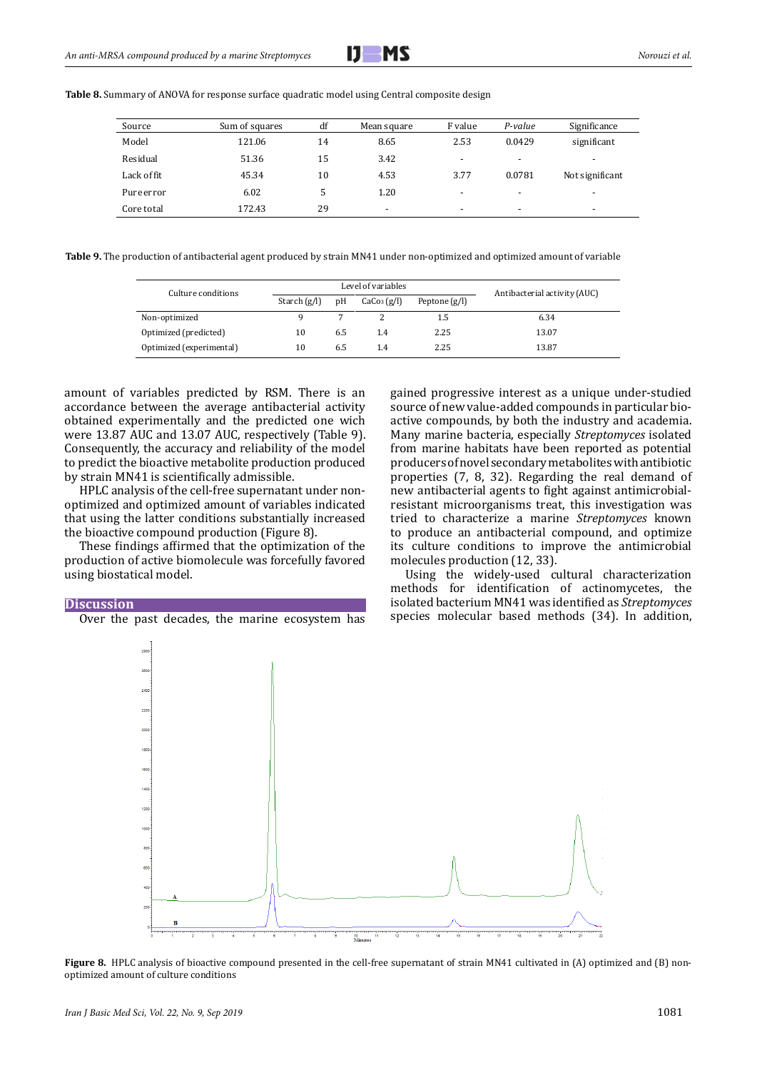**Table 8.** Summary of ANOVA for response surface quadratic model using Central composite design

| Source | Sum of squares | df | Mean square | F value | *P-value* | Significance |
|---|---|---|---|---|---|---|
| Model | 121.06 | 14 | 8.65 | 2.53 | 0.0429 | significant |
| Residual | 51.36 | 15 | 3.42 | - | - | - |
| Lack of fit | 45.34 | 10 | 4.53 | 3.77 | 0.0781 | Not significant |
| Pure error | 6.02 | 5 | 1.20 | - | - | - |
| Core total | 172.43 | 29 | - | - | - | - |

**Table 9.** The production of antibacterial agent produced by strain MN41 under non-optimized and optimized amount of variable

| Culture conditions | Level of variables | | | | Antibacterial activity (AUC) |
|---|---|---|---|---|---|
| | Starch (g/l) | pH | $CaCo_3$ (g/l) | Peptone (g/l) | |
| Non-optimized | 9 | 7 | 2 | 1.5 | 6.34 |
| Optimized (predicted) | 10 | 6.5 | 1.4 | 2.25 | 13.07 |
| Optimized (experimental) | 10 | 6.5 | 1.4 | 2.25 | 13.87 |

amount of variables predicted by RSM. There is an accordance between the average antibacterial activity obtained experimentally and the predicted one wich were 13.87 AUC and 13.07 AUC, respectively (Table 9). Consequently, the accuracy and reliability of the model to predict the bioactive metabolite production produced by strain MN41 is scientifically admissible.

HPLC analysis of the cell-free supernatant under non-optimized and optimized amount of variables indicated that using the latter conditions substantially increased the bioactive compound production (Figure 8).

These findings affirmed that the optimization of the production of active biomolecule was forcefully favored using biostatical model.

## Discussion

Over the past decades, the marine ecosystem has gained progressive interest as a unique under-studied source of new value-added compounds in particular bioactive compounds, by both the industry and academia. Many marine bacteria, especially *Streptomyces* isolated from marine habitats have been reported as potential producers of novel secondary metabolites with antibiotic properties (7, 8, 32). Regarding the real demand of new antibacterial agents to fight against antimicrobial-resistant microorganisms treat, this investigation was tried to characterize a marine *Streptomyces* known to produce an antibacterial compound, and optimize its culture conditions to improve the antimicrobial molecules production (12, 33).

Using the widely-used cultural characterization methods for identification of actinomycetes, the isolated bacterium MN41 was identified as *Streptomyces* species molecular based methods (34). In addition,

**Figure 8.** HPLC analysis of bioactive compound presented in the cell-free supernatant of strain MN41 cultivated in (A) optimized and (B) non-optimized amount of culture conditions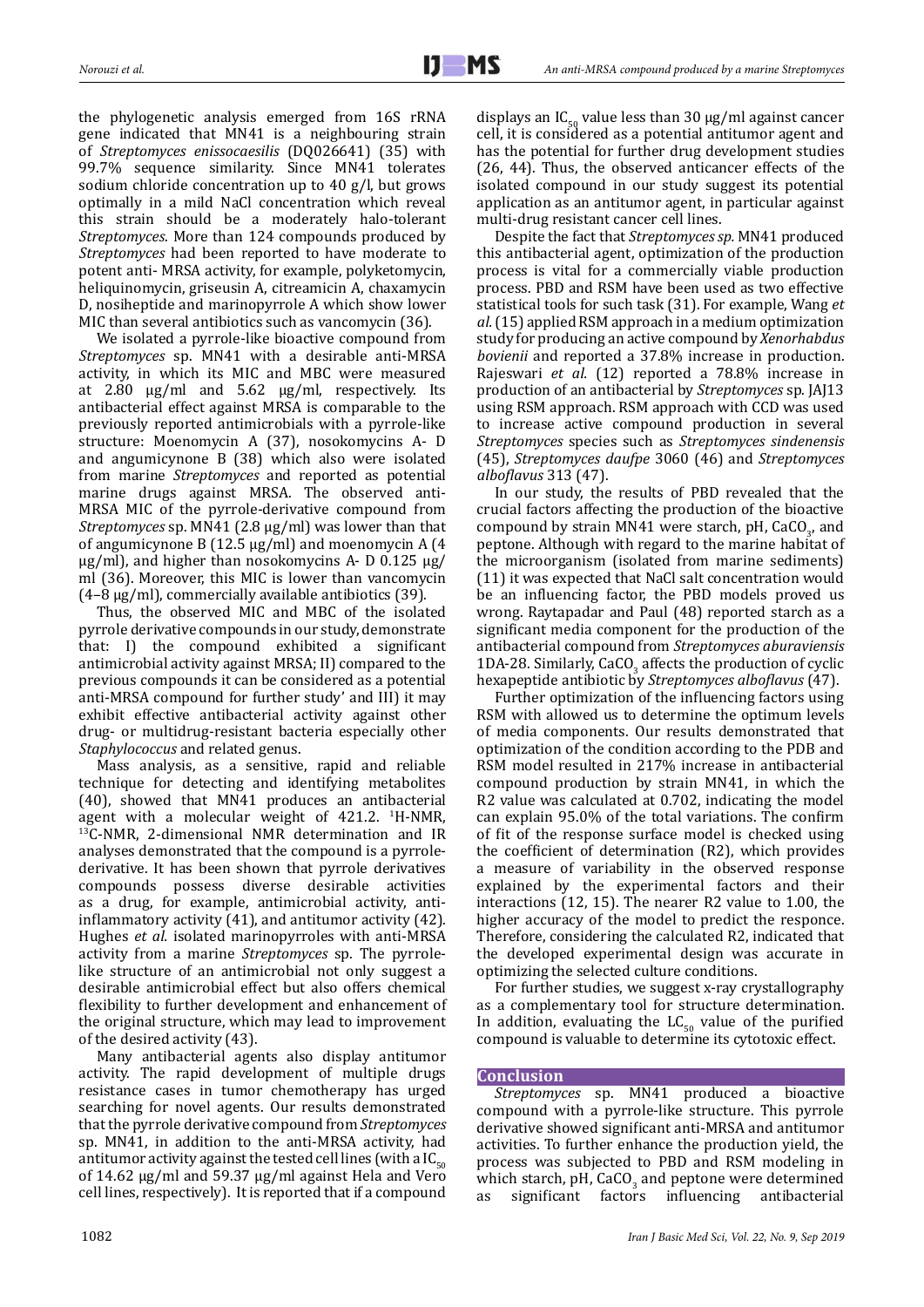the phylogenetic analysis emerged from 16S rRNA gene indicated that MN41 is a neighbouring strain of *Streptomyces enissocaesilis* (DQ026641) (35) with 99.7% sequence similarity. Since MN41 tolerates sodium chloride concentration up to 40 g/l, but grows optimally in a mild NaCl concentration which reveal this strain should be a moderately halo-tolerant *Streptomyces*. More than 124 compounds produced by *Streptomyces* had been reported to have moderate to potent anti- MRSA activity, for example, polyketomycin, heliquinomycin, griseusin A, citreamicin A, chaxamycin D, nosiheptide and marinopyrrole A which show lower MIC than several antibiotics such as vancomycin (36).

We isolated a pyrrole-like bioactive compound from *Streptomyces* sp. MN41 with a desirable anti-MRSA activity, in which its MIC and MBC were measured at 2.80 μg/ml and 5.62 μg/ml, respectively. Its antibacterial effect against MRSA is comparable to the previously reported antimicrobials with a pyrrole-like structure: Moenomycin A (37), nosokomycins A- D and angumicynone B (38) which also were isolated from marine *Streptomyces* and reported as potential marine drugs against MRSA. The observed anti-MRSA MIC of the pyrrole-derivative compound from *Streptomyces* sp. MN41 (2.8 μg/ml) was lower than that of angumicynone B (12.5 μg/ml) and moenomycin A (4 μg/ml), and higher than nosokomycins A- D 0.125 μg/ml (36). Moreover, this MIC is lower than vancomycin (4–8 μg/ml), commercially available antibiotics (39).

Thus, the observed MIC and MBC of the isolated pyrrole derivative compounds in our study, demonstrate that: I) the compound exhibited a significant antimicrobial activity against MRSA; II) compared to the previous compounds it can be considered as a potential anti-MRSA compound for further study' and III) it may exhibit effective antibacterial activity against other drug- or multidrug-resistant bacteria especially other *Staphylococcus* and related genus.

Mass analysis, as a sensitive, rapid and reliable technique for detecting and identifying metabolites (40), showed that MN41 produces an antibacterial agent with a molecular weight of 421.2. $^{1}$H-NMR, $^{13}$C-NMR, 2-dimensional NMR determination and IR analyses demonstrated that the compound is a pyrrole-derivative. It has been shown that pyrrole derivatives compounds possess diverse desirable activities as a drug, for example, antimicrobial activity, anti-inflammatory activity (41), and antitumor activity (42). Hughes *et al.* isolated marinopyrroles with anti-MRSA activity from a marine *Streptomyces* sp. The pyrrole-like structure of an antimicrobial not only suggest a desirable antimicrobial effect but also offers chemical flexibility to further development and enhancement of the original structure, which may lead to improvement of the desired activity (43).

Many antibacterial agents also display antitumor activity. The rapid development of multiple drugs resistance cases in tumor chemotherapy has urged searching for novel agents. Our results demonstrated that the pyrrole derivative compound from *Streptomyces* sp. MN41, in addition to the anti-MRSA activity, had antitumor activity against the tested cell lines (with a $IC_{50}$ of 14.62 μg/ml and 59.37 μg/ml against Hela and Vero cell lines, respectively). It is reported that if a compound displays an $IC_{50}$ value less than 30 μg/ml against cancer cell, it is considered as a potential antitumor agent and has the potential for further drug development studies (26, 44). Thus, the observed anticancer effects of the isolated compound in our study suggest its potential application as an antitumor agent, in particular against multi-drug resistant cancer cell lines.

Despite the fact that *Streptomyces sp.* MN41 produced this antibacterial agent, optimization of the production process is vital for a commercially viable production process. PBD and RSM have been used as two effective statistical tools for such task (31). For example, Wang *et al.* (15) applied RSM approach in a medium optimization study for producing an active compound by *Xenorhabdus bovienii* and reported a 37.8% increase in production. Rajeswari *et al.* (12) reported a 78.8% increase in production of an antibacterial by *Streptomyces* sp. JAJ13 using RSM approach. RSM approach with CCD was used to increase active compound production in several *Streptomyces* species such as *Streptomyces sindenensis* (45), *Streptomyces daufpe* 3060 (46) and *Streptomyces alboflavus* 313 (47).

In our study, the results of PBD revealed that the crucial factors affecting the production of the bioactive compound by strain MN41 were starch, pH, $CaCO_3$, and peptone. Although with regard to the marine habitat of the microorganism (isolated from marine sediments) (11) it was expected that NaCl salt concentration would be an influencing factor, the PBD models proved us wrong. Raytapadar and Paul (48) reported starch as a significant media component for the production of the antibacterial compound from *Streptomyces aburaviensis* 1DA-28. Similarly, $CaCO_3$ affects the production of cyclic hexapeptide antibiotic by *Streptomyces alboflavus* (47).

Further optimization of the influencing factors using RSM with allowed us to determine the optimum levels of media components. Our results demonstrated that optimization of the condition according to the PDB and RSM model resulted in 217% increase in antibacterial compound production by strain MN41, in which the R2 value was calculated at 0.702, indicating the model can explain 95.0% of the total variations. The confirm of fit of the response surface model is checked using the coefficient of determination (R2), which provides a measure of variability in the observed response explained by the experimental factors and their interactions (12, 15). The nearer R2 value to 1.00, the higher accuracy of the model to predict the responce. Therefore, considering the calculated R2, indicated that the developed experimental design was accurate in optimizing the selected culture conditions.

For further studies, we suggest x-ray crystallography as a complementary tool for structure determination. In addition, evaluating the $LC_{50}$ value of the purified compound is valuable to determine its cytotoxic effect.

## Conclusion

*Streptomyces* sp. MN41 produced a bioactive compound with a pyrrole-like structure. This pyrrole derivative showed significant anti-MRSA and antitumor activities. To further enhance the production yield, the process was subjected to PBD and RSM modeling in which starch, pH, $CaCO_3$ and peptone were determined as significant factors influencing antibacterial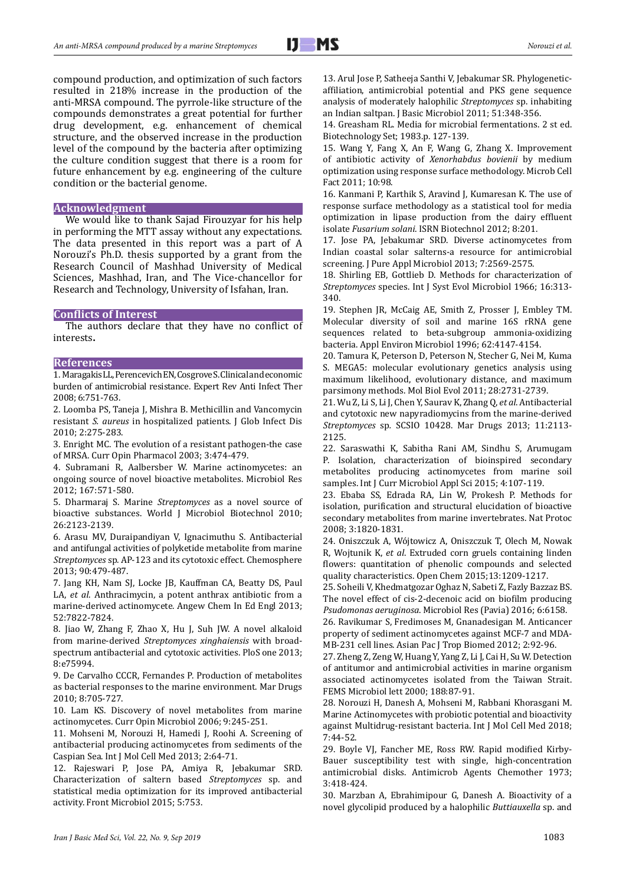compound production, and optimization of such factors resulted in 218% increase in the production of the anti-MRSA compound. The pyrrole-like structure of the compounds demonstrates a great potential for further drug development, e.g. enhancement of chemical structure, and the observed increase in the production level of the compound by the bacteria after optimizing the culture condition suggest that there is a room for future enhancement by e.g. engineering of the culture condition or the bacterial genome.

## Acknowledgment

We would like to thank Sajad Firouzyar for his help in performing the MTT assay without any expectations. The data presented in this report was a part of A Norouzi's Ph.D. thesis supported by a grant from the Research Council of Mashhad University of Medical Sciences, Mashhad, Iran, and The Vice-chancellor for Research and Technology, University of Isfahan, Iran.

## Conflicts of Interest

The authors declare that they have no conflict of interests**.**

## References

1. Maragakis LL, Perencevich EN, Cosgrove S. Clinical and economic burden of antimicrobial resistance. Expert Rev Anti Infect Ther 2008; 6:751-763.
2. Loomba PS, Taneja J, Mishra B. Methicillin and Vancomycin resistant *S. aureus* in hospitalized patients. J Glob Infect Dis 2010; 2:275-283.
3. Enright MC. The evolution of a resistant pathogen-the case of MRSA. Curr Opin Pharmacol 2003; 3:474-479.
4. Subramani R, Aalbersber W. Marine actinomycetes: an ongoing source of novel bioactive metabolites. Microbiol Res 2012; 167:571-580.
5. Dharmaraj S. Marine *Streptomyces* as a novel source of bioactive substances. World J Microbiol Biotechnol 2010; 26:2123-2139.
6. Arasu MV, Duraipandiyan V, Ignacimuthu S. Antibacterial and antifungal activities of polyketide metabolite from marine *Streptomyces* sp. AP-123 and its cytotoxic effect. Chemosphere 2013; 90:479-487.
7. Jang KH, Nam SJ, Locke JB, Kauffman CA, Beatty DS, Paul LA, *et al*. Anthracimycin, a potent anthrax antibiotic from a marine-derived actinomycete. Angew Chem In Ed Engl 2013; 52:7822-7824.
8. Jiao W, Zhang F, Zhao X, Hu J, Suh JW. A novel alkaloid from marine-derived *Streptomyces xinghaiensis* with broad-spectrum antibacterial and cytotoxic activities. PloS one 2013; 8:e75994.
9. De Carvalho CCCR, Fernandes P. Production of metabolites as bacterial responses to the marine environment. Mar Drugs 2010; 8:705-727.
10. Lam KS. Discovery of novel metabolites from marine actinomycetes. Curr Opin Microbiol 2006; 9:245-251.
11. Mohseni M, Norouzi H, Hamedi J, Roohi A. Screening of antibacterial producing actinomycetes from sediments of the Caspian Sea. Int J Mol Cell Med 2013; 2:64-71.
12. Rajeswari P, Jose PA, Amiya R, Jebakumar SRD. Characterization of saltern based *Streptomyces* sp. and statistical media optimization for its improved antibacterial activity. Front Microbiol 2015; 5:753.
13. Arul Jose P, Satheeja Santhi V, Jebakumar SR. Phylogenetic-affiliation, antimicrobial potential and PKS gene sequence analysis of moderately halophilic *Streptomyces* sp. inhabiting an Indian saltpan. J Basic Microbiol 2011; 51:348-356.
14. Greasham RL. Media for microbial fermentations. 2 st ed. Biotechnology Set; 1983.p. 127-139.
15. Wang Y, Fang X, An F, Wang G, Zhang X. Improvement of antibiotic activity of *Xenorhabdus bovienii* by medium optimization using response surface methodology. Microb Cell Fact 2011; 10:98.
16. Kanmani P, Karthik S, Aravind J, Kumaresan K. The use of response surface methodology as a statistical tool for media optimization in lipase production from the dairy effluent isolate *Fusarium solani*. ISRN Biotechnol 2012; 8:201.
17. Jose PA, Jebakumar SRD. Diverse actinomycetes from Indian coastal solar salterns-a resource for antimicrobial screening. J Pure Appl Microbiol 2013; 7:2569-2575.
18. Shirling EB, Gottlieb D. Methods for characterization of *Streptomyces* species. Int J Syst Evol Microbiol 1966; 16:313-340.
19. Stephen JR, McCaig AE, Smith Z, Prosser J, Embley TM. Molecular diversity of soil and marine 16S rRNA gene sequences related to beta-subgroup ammonia-oxidizing bacteria. Appl Environ Microbiol 1996; 62:4147-4154.
20. Tamura K, Peterson D, Peterson N, Stecher G, Nei M, Kuma S. MEGA5: molecular evolutionary genetics analysis using maximum likelihood, evolutionary distance, and maximum parsimony methods. Mol Biol Evol 2011; 28:2731-2739.
21. Wu Z, Li S, Li J, Chen Y, Saurav K, Zhang Q, *et al*. Antibacterial and cytotoxic new napyradiomycins from the marine-derived *Streptomyces* sp. SCSIO 10428. Mar Drugs 2013; 11:2113-2125.
22. Saraswathi K, Sabitha Rani AM, Sindhu S, Arumugam P. Isolation, characterization of bioinspired secondary metabolites producing actinomycetes from marine soil samples. Int J Curr Microbiol Appl Sci 2015; 4:107-119.
23. Ebaba SS, Edrada RA, Lin W, Prokesh P. Methods for isolation, purification and structural elucidation of bioactive secondary metabolites from marine invertebrates. Nat Protoc 2008; 3:1820-1831.
24. Oniszczuk A, Wójtowicz A, Oniszczuk T, Olech M, Nowak R, Wojtunik K, *et al*. Extruded corn gruels containing linden flowers: quantitation of phenolic compounds and selected quality characteristics. Open Chem 2015;13:1209-1217.
25. Soheili V, Khedmatgozar Oghaz N, Sabeti Z, Fazly Bazzaz BS. The novel effect of cis-2-decenoic acid on biofilm producing *Psudomonas aeruginosa*. Microbiol Res (Pavia) 2016; 6:6158.
26. Ravikumar S, Fredimoses M, Gnanadesigan M. Anticancer property of sediment actinomycetes against MCF-7 and MDA-MB-231 cell lines. Asian Pac J Trop Biomed 2012; 2:92-96.
27. Zheng Z, Zeng W, Huang Y, Yang Z, Li J, Cai H, Su W. Detection of antitumor and antimicrobial activities in marine organism associated actinomycetes isolated from the Taiwan Strait. FEMS Microbiol lett 2000; 188:87-91.
28. Norouzi H, Danesh A, Mohseni M, Rabbani Khorasgani M. Marine Actinomycetes with probiotic potential and bioactivity against Multidrug-resistant bacteria. Int J Mol Cell Med 2018; 7:44-52.
29. Boyle VJ, Fancher ME, Ross RW. Rapid modified Kirby-Bauer susceptibility test with single, high-concentration antimicrobial disks. Antimicrob Agents Chemother 1973; 3:418-424.
30. Marzban A, Ebrahimipour G, Danesh A. Bioactivity of a novel glycolipid produced by a halophilic *Buttiauxella* sp. and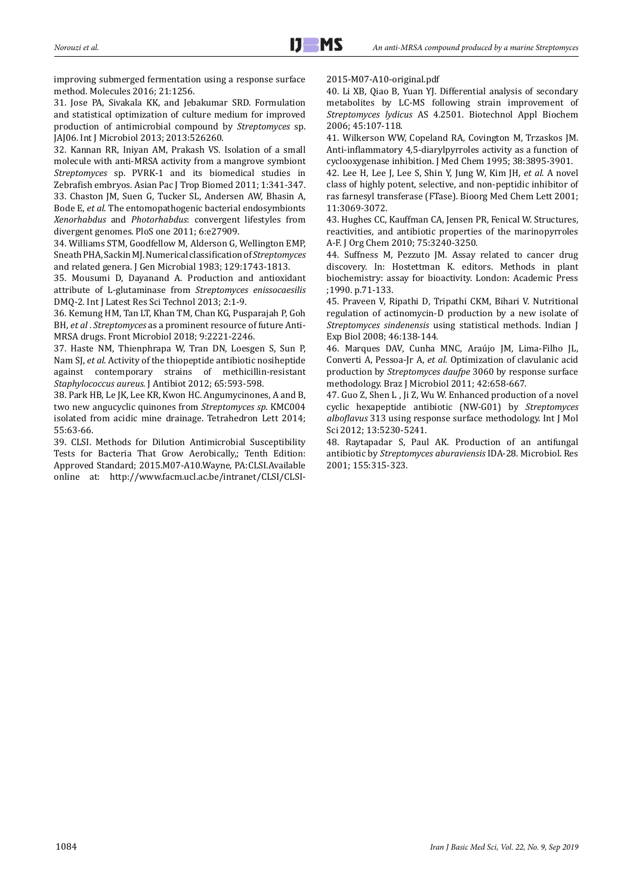improving submerged fermentation using a response surface method. Molecules 2016; 21:1256.

31. Jose PA, Sivakala KK, and Jebakumar SRD. Formulation and statistical optimization of culture medium for improved production of antimicrobial compound by *Streptomyces* sp. JAJ06. Int J Microbiol 2013; 2013:526260.

32. Kannan RR, Iniyan AM, Prakash VS. Isolation of a small molecule with anti-MRSA activity from a mangrove symbiont *Streptomyces* sp. PVRK-1 and its biomedical studies in Zebrafish embryos. Asian Pac J Trop Biomed 2011; 1:341-347.

33. Chaston JM, Suen G, Tucker SL, Andersen AW, Bhasin A, Bode E, *et al*. The entomopathogenic bacterial endosymbionts *Xenorhabdus* and *Photorhabdus*: convergent lifestyles from divergent genomes. PloS one 2011; 6:e27909.

34. Williams STM, Goodfellow M, Alderson G, Wellington EMP, Sneath PHA, Sackin MJ. Numerical classification of *Streptomyces* and related genera. J Gen Microbial 1983; 129:1743-1813.

35. Mousumi D, Dayanand A. Production and antioxidant attribute of L-glutaminase from *Streptomyces enissocaesilis* DMQ-2. Int J Latest Res Sci Technol 2013; 2:1-9.

36. Kemung HM, Tan LT, Khan TM, Chan KG, Pusparajah P, Goh BH, *et al* . *Streptomyces* as a prominent resource of future Anti-MRSA drugs. Front Microbiol 2018; 9:2221-2246.

37. Haste NM, Thienphrapa W, Tran DN, Loesgen S, Sun P, Nam SJ, *et al*. Activity of the thiopeptide antibiotic nosiheptide against contemporary strains of methicillin-resistant *Staphylococcus aureus*. J Antibiot 2012; 65:593-598.

38. Park HB, Le JK, Lee KR, Kwon HC. Angumycinones, A and B, two new angucyclic quinones from *Streptomyces sp*. KMC004 isolated from acidic mine drainage. Tetrahedron Lett 2014; 55:63-66.

39. CLSI. Methods for Dilution Antimicrobial Susceptibility Tests for Bacteria That Grow Aerobically,; Tenth Edition: Approved Standard; 2015.M07-A10.Wayne, PA:CLSI.Available online at: http://www.facm.ucl.ac.be/intranet/CLSI/CLSI-2015-M07-A10-original.pdf

40. Li XB, Qiao B, Yuan YJ. Differential analysis of secondary metabolites by LC-MS following strain improvement of *Streptomyces lydicus* AS 4.2501. Biotechnol Appl Biochem 2006; 45:107-118.

41. Wilkerson WW, Copeland RA, Covington M, Trzaskos JM. Anti-inflammatory 4,5-diarylpyrroles activity as a function of cyclooxygenase inhibition. J Med Chem 1995; 38:3895-3901.

42. Lee H, Lee J, Lee S, Shin Y, Jung W, Kim JH, *et al*. A novel class of highly potent, selective, and non-peptidic inhibitor of ras farnesyl transferase (FTase). Bioorg Med Chem Lett 2001; 11:3069-3072.

43. Hughes CC, Kauffman CA, Jensen PR, Fenical W. Structures, reactivities, and antibiotic properties of the marinopyrroles A-F. J Org Chem 2010; 75:3240-3250.

44. Suffness M, Pezzuto JM. Assay related to cancer drug discovery. In: Hostettman K. editors. Methods in plant biochemistry: assay for bioactivity. London: Academic Press ;1990. p.71-133.

45. Praveen V, Ripathi D, Tripathi CKM, Bihari V. Nutritional regulation of actinomycin-D production by a new isolate of *Streptomyces sindenensis* using statistical methods. Indian J Exp Biol 2008; 46:138-144.

46. Marques DAV, Cunha MNC, Araújo JM, Lima-Filho JL, Converti A, Pessoa-Jr A, *et al.* Optimization of clavulanic acid production by *Streptomyces daufpe* 3060 by response surface methodology. Braz J Microbiol 2011; 42:658-667.

47. Guo Z, Shen L , Ji Z, Wu W. Enhanced production of a novel cyclic hexapeptide antibiotic (NW-G01) by *Streptomyces alboflavus* 313 using response surface methodology. Int J Mol Sci 2012; 13:5230-5241.

48. Raytapadar S, Paul AK. Production of an antifungal antibiotic by *Streptomyces aburaviensis* IDA-28. Microbiol. Res 2001; 155:315-323.